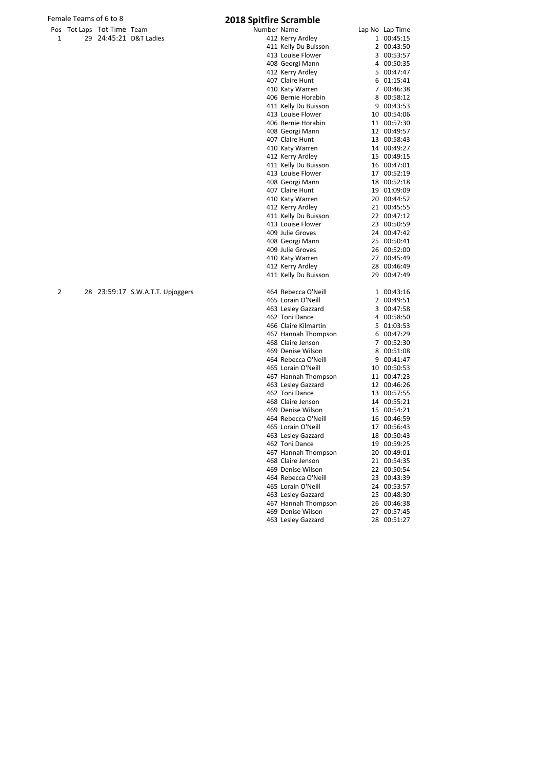Female Teams of 6 to 8

# 2018 Spitfire Scramble

| Pos | Tot Laps | Tot Time | Team | Number | Name | Lap No | Lap Time |
|---|---|---|---|---|---|---|---|
| 1 | 29 | 24:45:21 | D&T Ladies | 412 | Kerry Ardley | 1 | 00:45:15 |
| | | | | 411 | Kelly Du Buisson | 2 | 00:43:50 |
| | | | | 413 | Louise Flower | 3 | 00:53:57 |
| | | | | 408 | Georgi Mann | 4 | 00:50:35 |
| | | | | 412 | Kerry Ardley | 5 | 00:47:47 |
| | | | | 407 | Claire Hunt | 6 | 01:15:41 |
| | | | | 410 | Katy Warren | 7 | 00:46:38 |
| | | | | 406 | Bernie Horabin | 8 | 00:58:12 |
| | | | | 411 | Kelly Du Buisson | 9 | 00:43:53 |
| | | | | 413 | Louise Flower | 10 | 00:54:06 |
| | | | | 406 | Bernie Horabin | 11 | 00:57:30 |
| | | | | 408 | Georgi Mann | 12 | 00:49:57 |
| | | | | 407 | Claire Hunt | 13 | 00:58:43 |
| | | | | 410 | Katy Warren | 14 | 00:49:27 |
| | | | | 412 | Kerry Ardley | 15 | 00:49:15 |
| | | | | 411 | Kelly Du Buisson | 16 | 00:47:01 |
| | | | | 413 | Louise Flower | 17 | 00:52:19 |
| | | | | 408 | Georgi Mann | 18 | 00:52:18 |
| | | | | 407 | Claire Hunt | 19 | 01:09:09 |
| | | | | 410 | Katy Warren | 20 | 00:44:52 |
| | | | | 412 | Kerry Ardley | 21 | 00:45:55 |
| | | | | 411 | Kelly Du Buisson | 22 | 00:47:12 |
| | | | | 413 | Louise Flower | 23 | 00:50:59 |
| | | | | 409 | Julie Groves | 24 | 00:47:42 |
| | | | | 408 | Georgi Mann | 25 | 00:50:41 |
| | | | | 409 | Julie Groves | 26 | 00:52:00 |
| | | | | 410 | Katy Warren | 27 | 00:45:49 |
| | | | | 412 | Kerry Ardley | 28 | 00:46:49 |
| | | | | 411 | Kelly Du Buisson | 29 | 00:47:49 |
| 2 | 28 | 23:59:17 | S.W.A.T.T. Upjoggers | 464 | Rebecca O'Neill | 1 | 00:43:16 |
| | | | | 465 | Lorain O'Neill | 2 | 00:49:51 |
| | | | | 463 | Lesley Gazzard | 3 | 00:47:58 |
| | | | | 462 | Toni Dance | 4 | 00:58:50 |
| | | | | 466 | Claire Kilmartin | 5 | 01:03:53 |
| | | | | 467 | Hannah Thompson | 6 | 00:47:29 |
| | | | | 468 | Claire Jenson | 7 | 00:52:30 |
| | | | | 469 | Denise Wilson | 8 | 00:51:08 |
| | | | | 464 | Rebecca O'Neill | 9 | 00:41:47 |
| | | | | 465 | Lorain O'Neill | 10 | 00:50:53 |
| | | | | 467 | Hannah Thompson | 11 | 00:47:23 |
| | | | | 463 | Lesley Gazzard | 12 | 00:46:26 |
| | | | | 462 | Toni Dance | 13 | 00:57:55 |
| | | | | 468 | Claire Jenson | 14 | 00:55:21 |
| | | | | 469 | Denise Wilson | 15 | 00:54:21 |
| | | | | 464 | Rebecca O'Neill | 16 | 00:46:59 |
| | | | | 465 | Lorain O'Neill | 17 | 00:56:43 |
| | | | | 463 | Lesley Gazzard | 18 | 00:50:43 |
| | | | | 462 | Toni Dance | 19 | 00:59:25 |
| | | | | 467 | Hannah Thompson | 20 | 00:49:01 |
| | | | | 468 | Claire Jenson | 21 | 00:54:35 |
| | | | | 469 | Denise Wilson | 22 | 00:50:54 |
| | | | | 464 | Rebecca O'Neill | 23 | 00:43:39 |
| | | | | 465 | Lorain O'Neill | 24 | 00:53:57 |
| | | | | 463 | Lesley Gazzard | 25 | 00:48:30 |
| | | | | 467 | Hannah Thompson | 26 | 00:46:38 |
| | | | | 469 | Denise Wilson | 27 | 00:57:45 |
| | | | | 463 | Lesley Gazzard | 28 | 00:51:27 |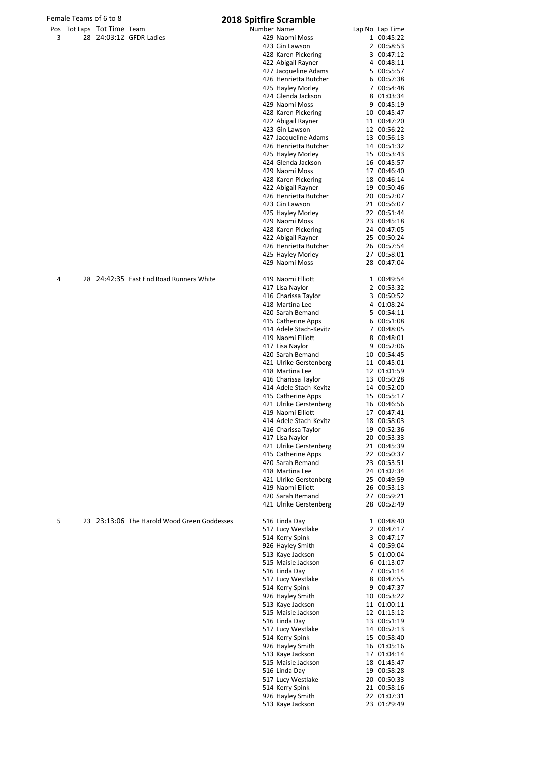Female Teams of 6 to 8

# 2018 Spitfire Scramble

| Pos | Tot Laps | Tot Time | Team | Number | Name | Lap No | Lap Time |
|---|---|---|---|---|---|---|---|
| 3 | 28 | 24:03:12 | GFDR Ladies | 429 | Naomi Moss | 1 | 00:45:22 |
| | | | | 423 | Gin Lawson | 2 | 00:58:53 |
| | | | | 428 | Karen Pickering | 3 | 00:47:12 |
| | | | | 422 | Abigail Rayner | 4 | 00:48:11 |
| | | | | 427 | Jacqueline Adams | 5 | 00:55:57 |
| | | | | 426 | Henrietta Butcher | 6 | 00:57:38 |
| | | | | 425 | Hayley Morley | 7 | 00:54:48 |
| | | | | 424 | Glenda Jackson | 8 | 01:03:34 |
| | | | | 429 | Naomi Moss | 9 | 00:45:19 |
| | | | | 428 | Karen Pickering | 10 | 00:45:47 |
| | | | | 422 | Abigail Rayner | 11 | 00:47:20 |
| | | | | 423 | Gin Lawson | 12 | 00:56:22 |
| | | | | 427 | Jacqueline Adams | 13 | 00:56:13 |
| | | | | 426 | Henrietta Butcher | 14 | 00:51:32 |
| | | | | 425 | Hayley Morley | 15 | 00:53:43 |
| | | | | 424 | Glenda Jackson | 16 | 00:45:57 |
| | | | | 429 | Naomi Moss | 17 | 00:46:40 |
| | | | | 428 | Karen Pickering | 18 | 00:46:14 |
| | | | | 422 | Abigail Rayner | 19 | 00:50:46 |
| | | | | 426 | Henrietta Butcher | 20 | 00:52:07 |
| | | | | 423 | Gin Lawson | 21 | 00:56:07 |
| | | | | 425 | Hayley Morley | 22 | 00:51:44 |
| | | | | 429 | Naomi Moss | 23 | 00:45:18 |
| | | | | 428 | Karen Pickering | 24 | 00:47:05 |
| | | | | 422 | Abigail Rayner | 25 | 00:50:24 |
| | | | | 426 | Henrietta Butcher | 26 | 00:57:54 |
| | | | | 425 | Hayley Morley | 27 | 00:58:01 |
| | | | | 429 | Naomi Moss | 28 | 00:47:04 |
| 4 | 28 | 24:42:35 | East End Road Runners White | 419 | Naomi Elliott | 1 | 00:49:54 |
| | | | | 417 | Lisa Naylor | 2 | 00:53:32 |
| | | | | 416 | Charissa Taylor | 3 | 00:50:52 |
| | | | | 418 | Martina Lee | 4 | 01:08:24 |
| | | | | 420 | Sarah Bemand | 5 | 00:54:11 |
| | | | | 415 | Catherine Apps | 6 | 00:51:08 |
| | | | | 414 | Adele Stach-Kevitz | 7 | 00:48:05 |
| | | | | 419 | Naomi Elliott | 8 | 00:48:01 |
| | | | | 417 | Lisa Naylor | 9 | 00:52:06 |
| | | | | 420 | Sarah Bemand | 10 | 00:54:45 |
| | | | | 421 | Ulrike Gerstenberg | 11 | 00:45:01 |
| | | | | 418 | Martina Lee | 12 | 01:01:59 |
| | | | | 416 | Charissa Taylor | 13 | 00:50:28 |
| | | | | 414 | Adele Stach-Kevitz | 14 | 00:52:00 |
| | | | | 415 | Catherine Apps | 15 | 00:55:17 |
| | | | | 421 | Ulrike Gerstenberg | 16 | 00:46:56 |
| | | | | 419 | Naomi Elliott | 17 | 00:47:41 |
| | | | | 414 | Adele Stach-Kevitz | 18 | 00:58:03 |
| | | | | 416 | Charissa Taylor | 19 | 00:52:36 |
| | | | | 417 | Lisa Naylor | 20 | 00:53:33 |
| | | | | 421 | Ulrike Gerstenberg | 21 | 00:45:39 |
| | | | | 415 | Catherine Apps | 22 | 00:50:37 |
| | | | | 420 | Sarah Bemand | 23 | 00:53:51 |
| | | | | 418 | Martina Lee | 24 | 01:02:34 |
| | | | | 421 | Ulrike Gerstenberg | 25 | 00:49:59 |
| | | | | 419 | Naomi Elliott | 26 | 00:53:13 |
| | | | | 420 | Sarah Bemand | 27 | 00:59:21 |
| | | | | 421 | Ulrike Gerstenberg | 28 | 00:52:49 |
| 5 | 23 | 23:13:06 | The Harold Wood Green Goddesses | 516 | Linda Day | 1 | 00:48:40 |
| | | | | 517 | Lucy Westlake | 2 | 00:47:17 |
| | | | | 514 | Kerry Spink | 3 | 00:47:17 |
| | | | | 926 | Hayley Smith | 4 | 00:59:04 |
| | | | | 513 | Kaye Jackson | 5 | 01:00:04 |
| | | | | 515 | Maisie Jackson | 6 | 01:13:07 |
| | | | | 516 | Linda Day | 7 | 00:51:14 |
| | | | | 517 | Lucy Westlake | 8 | 00:47:55 |
| | | | | 514 | Kerry Spink | 9 | 00:47:37 |
| | | | | 926 | Hayley Smith | 10 | 00:53:22 |
| | | | | 513 | Kaye Jackson | 11 | 01:00:11 |
| | | | | 515 | Maisie Jackson | 12 | 01:15:12 |
| | | | | 516 | Linda Day | 13 | 00:51:19 |
| | | | | 517 | Lucy Westlake | 14 | 00:52:13 |
| | | | | 514 | Kerry Spink | 15 | 00:58:40 |
| | | | | 926 | Hayley Smith | 16 | 01:05:16 |
| | | | | 513 | Kaye Jackson | 17 | 01:04:14 |
| | | | | 515 | Maisie Jackson | 18 | 01:45:47 |
| | | | | 516 | Linda Day | 19 | 00:58:28 |
| | | | | 517 | Lucy Westlake | 20 | 00:50:33 |
| | | | | 514 | Kerry Spink | 21 | 00:58:16 |
| | | | | 926 | Hayley Smith | 22 | 01:07:31 |
| | | | | 513 | Kaye Jackson | 23 | 01:29:49 |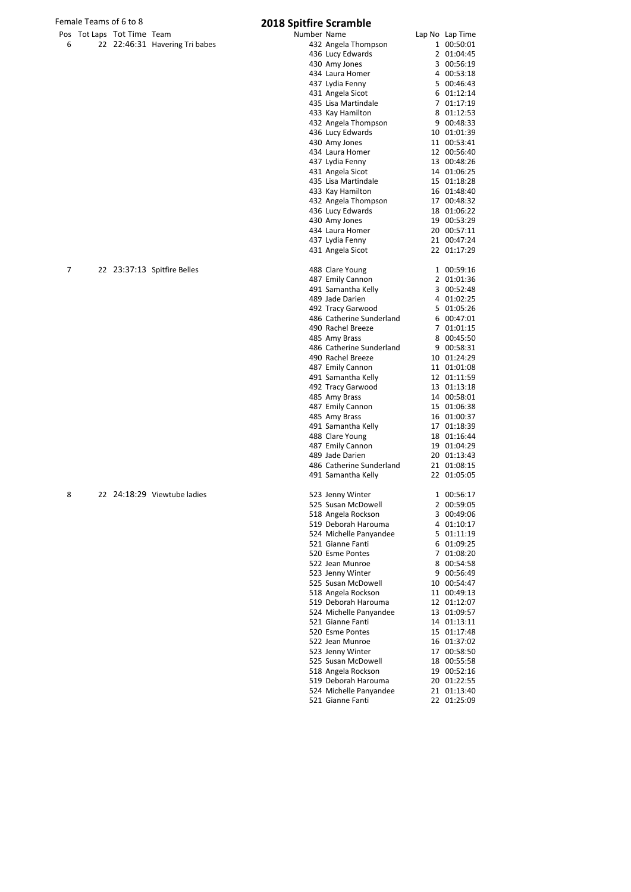Female Teams of 6 to 8

# 2018 Spitfire Scramble

| Pos | Tot Laps | Tot Time | Team | Number | Name | Lap No | Lap Time |
|---|---|---|---|---|---|---|---|
| 6 | 22 | 22:46:31 | Havering Tri babes | 432 | Angela Thompson | 1 | 00:50:01 |
| | | | | 436 | Lucy Edwards | 2 | 01:04:45 |
| | | | | 430 | Amy Jones | 3 | 00:56:19 |
| | | | | 434 | Laura Homer | 4 | 00:53:18 |
| | | | | 437 | Lydia Fenny | 5 | 00:46:43 |
| | | | | 431 | Angela Sicot | 6 | 01:12:14 |
| | | | | 435 | Lisa Martindale | 7 | 01:17:19 |
| | | | | 433 | Kay Hamilton | 8 | 01:12:53 |
| | | | | 432 | Angela Thompson | 9 | 00:48:33 |
| | | | | 436 | Lucy Edwards | 10 | 01:01:39 |
| | | | | 430 | Amy Jones | 11 | 00:53:41 |
| | | | | 434 | Laura Homer | 12 | 00:56:40 |
| | | | | 437 | Lydia Fenny | 13 | 00:48:26 |
| | | | | 431 | Angela Sicot | 14 | 01:06:25 |
| | | | | 435 | Lisa Martindale | 15 | 01:18:28 |
| | | | | 433 | Kay Hamilton | 16 | 01:48:40 |
| | | | | 432 | Angela Thompson | 17 | 00:48:32 |
| | | | | 436 | Lucy Edwards | 18 | 01:06:22 |
| | | | | 430 | Amy Jones | 19 | 00:53:29 |
| | | | | 434 | Laura Homer | 20 | 00:57:11 |
| | | | | 437 | Lydia Fenny | 21 | 00:47:24 |
| | | | | 431 | Angela Sicot | 22 | 01:17:29 |
| 7 | 22 | 23:37:13 | Spitfire Belles | 488 | Clare Young | 1 | 00:59:16 |
| | | | | 487 | Emily Cannon | 2 | 01:01:36 |
| | | | | 491 | Samantha Kelly | 3 | 00:52:48 |
| | | | | 489 | Jade Darien | 4 | 01:02:25 |
| | | | | 492 | Tracy Garwood | 5 | 01:05:26 |
| | | | | 486 | Catherine Sunderland | 6 | 00:47:01 |
| | | | | 490 | Rachel Breeze | 7 | 01:01:15 |
| | | | | 485 | Amy Brass | 8 | 00:45:50 |
| | | | | 486 | Catherine Sunderland | 9 | 00:58:31 |
| | | | | 490 | Rachel Breeze | 10 | 01:24:29 |
| | | | | 487 | Emily Cannon | 11 | 01:01:08 |
| | | | | 491 | Samantha Kelly | 12 | 01:11:59 |
| | | | | 492 | Tracy Garwood | 13 | 01:13:18 |
| | | | | 485 | Amy Brass | 14 | 00:58:01 |
| | | | | 487 | Emily Cannon | 15 | 01:06:38 |
| | | | | 485 | Amy Brass | 16 | 01:00:37 |
| | | | | 491 | Samantha Kelly | 17 | 01:18:39 |
| | | | | 488 | Clare Young | 18 | 01:16:44 |
| | | | | 487 | Emily Cannon | 19 | 01:04:29 |
| | | | | 489 | Jade Darien | 20 | 01:13:43 |
| | | | | 486 | Catherine Sunderland | 21 | 01:08:15 |
| | | | | 491 | Samantha Kelly | 22 | 01:05:05 |
| 8 | 22 | 24:18:29 | Viewtube ladies | 523 | Jenny Winter | 1 | 00:56:17 |
| | | | | 525 | Susan McDowell | 2 | 00:59:05 |
| | | | | 518 | Angela Rockson | 3 | 00:49:06 |
| | | | | 519 | Deborah Harouma | 4 | 01:10:17 |
| | | | | 524 | Michelle Panyandee | 5 | 01:11:19 |
| | | | | 521 | Gianne Fanti | 6 | 01:09:25 |
| | | | | 520 | Esme Pontes | 7 | 01:08:20 |
| | | | | 522 | Jean Munroe | 8 | 00:54:58 |
| | | | | 523 | Jenny Winter | 9 | 00:56:49 |
| | | | | 525 | Susan McDowell | 10 | 00:54:47 |
| | | | | 518 | Angela Rockson | 11 | 00:49:13 |
| | | | | 519 | Deborah Harouma | 12 | 01:12:07 |
| | | | | 524 | Michelle Panyandee | 13 | 01:09:57 |
| | | | | 521 | Gianne Fanti | 14 | 01:13:11 |
| | | | | 520 | Esme Pontes | 15 | 01:17:48 |
| | | | | 522 | Jean Munroe | 16 | 01:37:02 |
| | | | | 523 | Jenny Winter | 17 | 00:58:50 |
| | | | | 525 | Susan McDowell | 18 | 00:55:58 |
| | | | | 518 | Angela Rockson | 19 | 00:52:16 |
| | | | | 519 | Deborah Harouma | 20 | 01:22:55 |
| | | | | 524 | Michelle Panyandee | 21 | 01:13:40 |
| | | | | 521 | Gianne Fanti | 22 | 01:25:09 |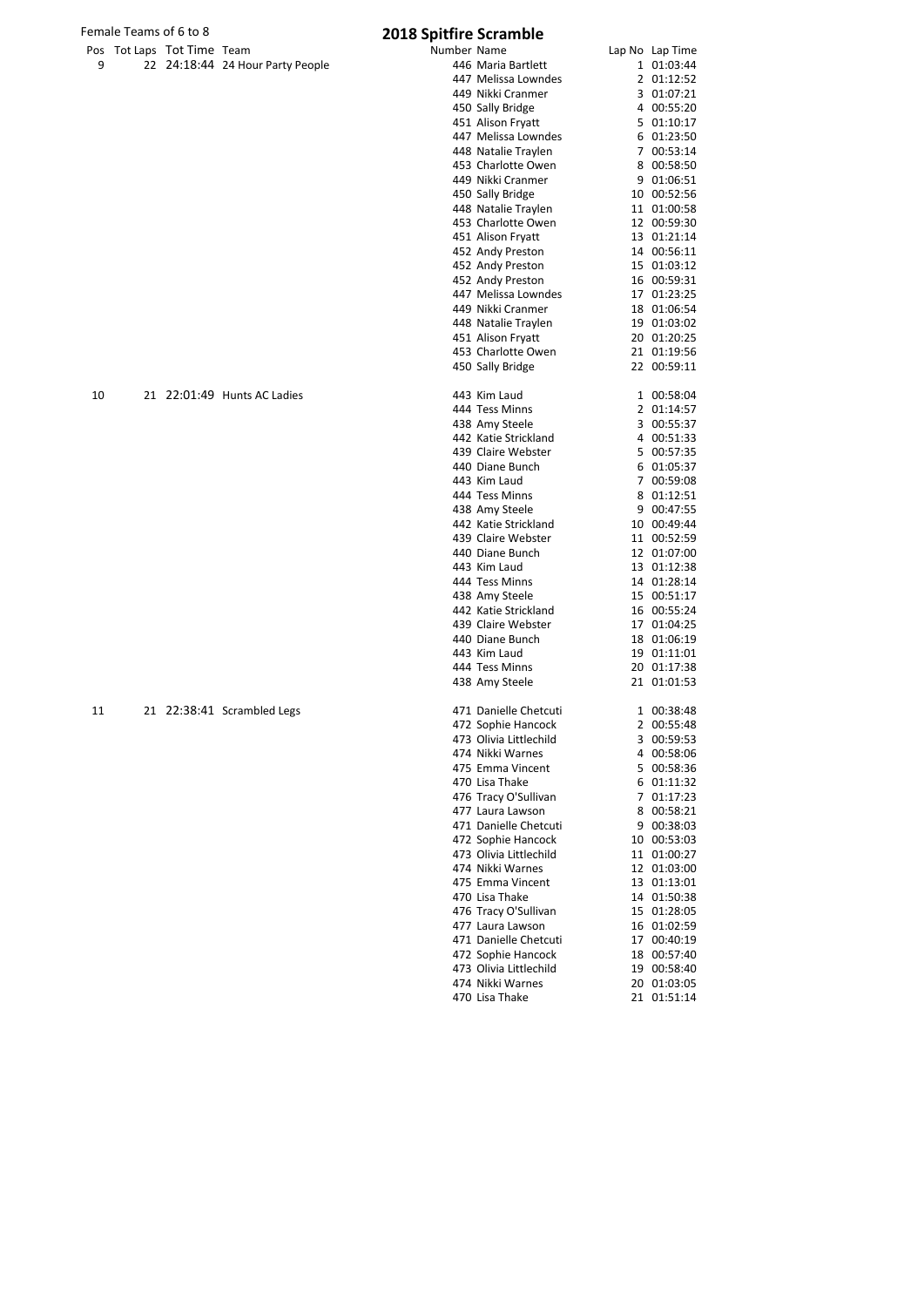Female Teams of 6 to 8

# 2018 Spitfire Scramble

| Pos | Tot Laps | Tot Time | Team | Number | Name | Lap No | Lap Time |
|---|---|---|---|---|---|---|---|
| 9 | 22 | 24:18:44 | 24 Hour Party People | 446 | Maria Bartlett | 1 | 01:03:44 |
| | | | | 447 | Melissa Lowndes | 2 | 01:12:52 |
| | | | | 449 | Nikki Cranmer | 3 | 01:07:21 |
| | | | | 450 | Sally Bridge | 4 | 00:55:20 |
| | | | | 451 | Alison Fryatt | 5 | 01:10:17 |
| | | | | 447 | Melissa Lowndes | 6 | 01:23:50 |
| | | | | 448 | Natalie Traylen | 7 | 00:53:14 |
| | | | | 453 | Charlotte Owen | 8 | 00:58:50 |
| | | | | 449 | Nikki Cranmer | 9 | 01:06:51 |
| | | | | 450 | Sally Bridge | 10 | 00:52:56 |
| | | | | 448 | Natalie Traylen | 11 | 01:00:58 |
| | | | | 453 | Charlotte Owen | 12 | 00:59:30 |
| | | | | 451 | Alison Fryatt | 13 | 01:21:14 |
| | | | | 452 | Andy Preston | 14 | 00:56:11 |
| | | | | 452 | Andy Preston | 15 | 01:03:12 |
| | | | | 452 | Andy Preston | 16 | 00:59:31 |
| | | | | 447 | Melissa Lowndes | 17 | 01:23:25 |
| | | | | 449 | Nikki Cranmer | 18 | 01:06:54 |
| | | | | 448 | Natalie Traylen | 19 | 01:03:02 |
| | | | | 451 | Alison Fryatt | 20 | 01:20:25 |
| | | | | 453 | Charlotte Owen | 21 | 01:19:56 |
| | | | | 450 | Sally Bridge | 22 | 00:59:11 |
| 10 | 21 | 22:01:49 | Hunts AC Ladies | 443 | Kim Laud | 1 | 00:58:04 |
| | | | | 444 | Tess Minns | 2 | 01:14:57 |
| | | | | 438 | Amy Steele | 3 | 00:55:37 |
| | | | | 442 | Katie Strickland | 4 | 00:51:33 |
| | | | | 439 | Claire Webster | 5 | 00:57:35 |
| | | | | 440 | Diane Bunch | 6 | 01:05:37 |
| | | | | 443 | Kim Laud | 7 | 00:59:08 |
| | | | | 444 | Tess Minns | 8 | 01:12:51 |
| | | | | 438 | Amy Steele | 9 | 00:47:55 |
| | | | | 442 | Katie Strickland | 10 | 00:49:44 |
| | | | | 439 | Claire Webster | 11 | 00:52:59 |
| | | | | 440 | Diane Bunch | 12 | 01:07:00 |
| | | | | 443 | Kim Laud | 13 | 01:12:38 |
| | | | | 444 | Tess Minns | 14 | 01:28:14 |
| | | | | 438 | Amy Steele | 15 | 00:51:17 |
| | | | | 442 | Katie Strickland | 16 | 00:55:24 |
| | | | | 439 | Claire Webster | 17 | 01:04:25 |
| | | | | 440 | Diane Bunch | 18 | 01:06:19 |
| | | | | 443 | Kim Laud | 19 | 01:11:01 |
| | | | | 444 | Tess Minns | 20 | 01:17:38 |
| | | | | 438 | Amy Steele | 21 | 01:01:53 |
| 11 | 21 | 22:38:41 | Scrambled Legs | 471 | Danielle Chetcuti | 1 | 00:38:48 |
| | | | | 472 | Sophie Hancock | 2 | 00:55:48 |
| | | | | 473 | Olivia Littlechild | 3 | 00:59:53 |
| | | | | 474 | Nikki Warnes | 4 | 00:58:06 |
| | | | | 475 | Emma Vincent | 5 | 00:58:36 |
| | | | | 470 | Lisa Thake | 6 | 01:11:32 |
| | | | | 476 | Tracy O'Sullivan | 7 | 01:17:23 |
| | | | | 477 | Laura Lawson | 8 | 00:58:21 |
| | | | | 471 | Danielle Chetcuti | 9 | 00:38:03 |
| | | | | 472 | Sophie Hancock | 10 | 00:53:03 |
| | | | | 473 | Olivia Littlechild | 11 | 01:00:27 |
| | | | | 474 | Nikki Warnes | 12 | 01:03:00 |
| | | | | 475 | Emma Vincent | 13 | 01:13:01 |
| | | | | 470 | Lisa Thake | 14 | 01:50:38 |
| | | | | 476 | Tracy O'Sullivan | 15 | 01:28:05 |
| | | | | 477 | Laura Lawson | 16 | 01:02:59 |
| | | | | 471 | Danielle Chetcuti | 17 | 00:40:19 |
| | | | | 472 | Sophie Hancock | 18 | 00:57:40 |
| | | | | 473 | Olivia Littlechild | 19 | 00:58:40 |
| | | | | 474 | Nikki Warnes | 20 | 01:03:05 |
| | | | | 470 | Lisa Thake | 21 | 01:51:14 |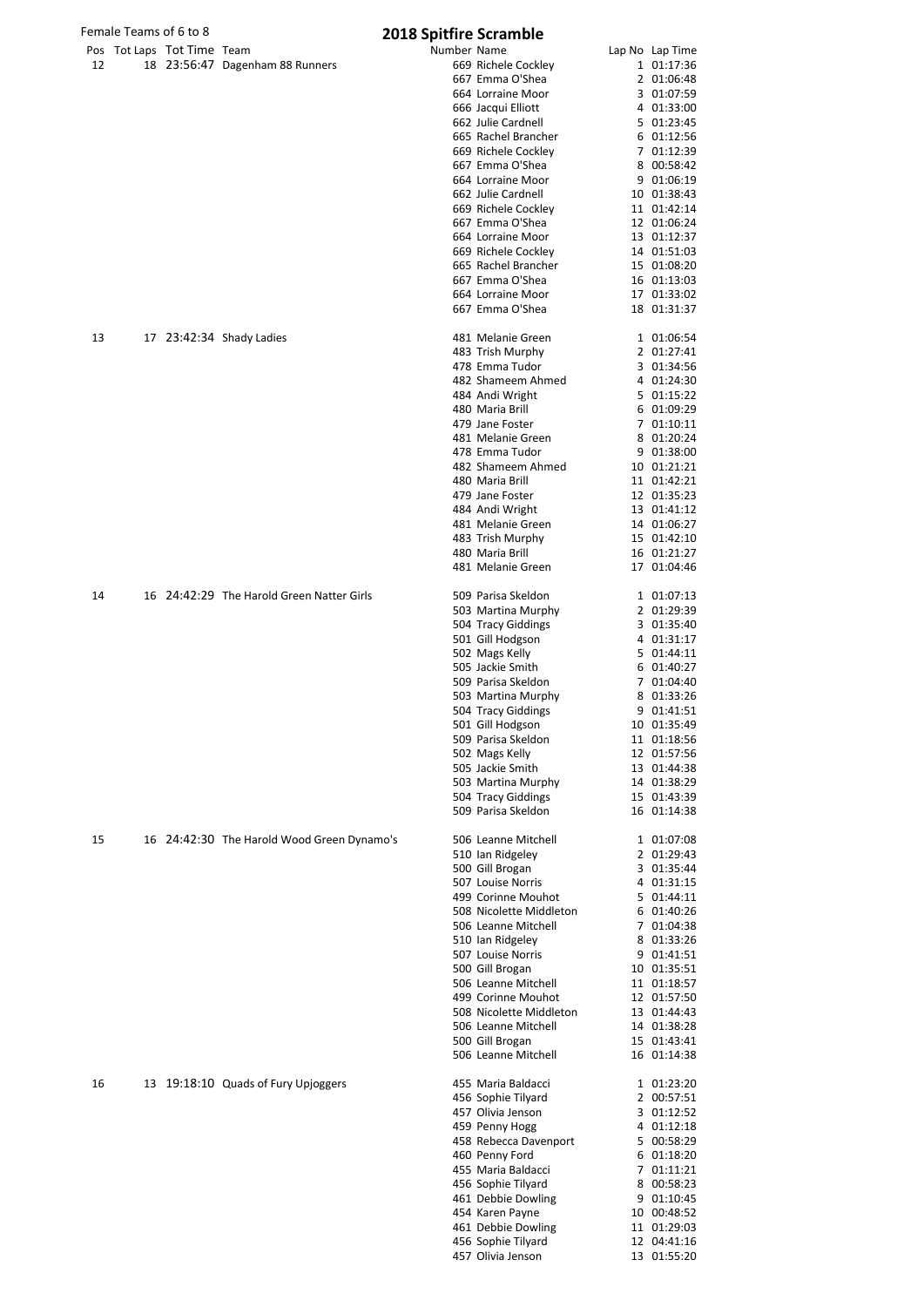Female Teams of 6 to 8

# 2018 Spitfire Scramble

| Pos | Tot Laps | Tot Time | Team | Number | Name | Lap No | Lap Time |
|---|---|---|---|---|---|---|---|
| 12 | 18 | 23:56:47 | Dagenham 88 Runners | 669 | Richele Cockley | 1 | 01:17:36 |
| | | | | 667 | Emma O'Shea | 2 | 01:06:48 |
| | | | | 664 | Lorraine Moor | 3 | 01:07:59 |
| | | | | 666 | Jacqui Elliott | 4 | 01:33:00 |
| | | | | 662 | Julie Cardnell | 5 | 01:23:45 |
| | | | | 665 | Rachel Brancher | 6 | 01:12:56 |
| | | | | 669 | Richele Cockley | 7 | 01:12:39 |
| | | | | 667 | Emma O'Shea | 8 | 00:58:42 |
| | | | | 664 | Lorraine Moor | 9 | 01:06:19 |
| | | | | 662 | Julie Cardnell | 10 | 01:38:43 |
| | | | | 669 | Richele Cockley | 11 | 01:42:14 |
| | | | | 667 | Emma O'Shea | 12 | 01:06:24 |
| | | | | 664 | Lorraine Moor | 13 | 01:12:37 |
| | | | | 669 | Richele Cockley | 14 | 01:51:03 |
| | | | | 665 | Rachel Brancher | 15 | 01:08:20 |
| | | | | 667 | Emma O'Shea | 16 | 01:13:03 |
| | | | | 664 | Lorraine Moor | 17 | 01:33:02 |
| | | | | 667 | Emma O'Shea | 18 | 01:31:37 |
| 13 | 17 | 23:42:34 | Shady Ladies | 481 | Melanie Green | 1 | 01:06:54 |
| | | | | 483 | Trish Murphy | 2 | 01:27:41 |
| | | | | 478 | Emma Tudor | 3 | 01:34:56 |
| | | | | 482 | Shameem Ahmed | 4 | 01:24:30 |
| | | | | 484 | Andi Wright | 5 | 01:15:22 |
| | | | | 480 | Maria Brill | 6 | 01:09:29 |
| | | | | 479 | Jane Foster | 7 | 01:10:11 |
| | | | | 481 | Melanie Green | 8 | 01:20:24 |
| | | | | 478 | Emma Tudor | 9 | 01:38:00 |
| | | | | 482 | Shameem Ahmed | 10 | 01:21:21 |
| | | | | 480 | Maria Brill | 11 | 01:42:21 |
| | | | | 479 | Jane Foster | 12 | 01:35:23 |
| | | | | 484 | Andi Wright | 13 | 01:41:12 |
| | | | | 481 | Melanie Green | 14 | 01:06:27 |
| | | | | 483 | Trish Murphy | 15 | 01:42:10 |
| | | | | 480 | Maria Brill | 16 | 01:21:27 |
| | | | | 481 | Melanie Green | 17 | 01:04:46 |
| 14 | 16 | 24:42:29 | The Harold Green Natter Girls | 509 | Parisa Skeldon | 1 | 01:07:13 |
| | | | | 503 | Martina Murphy | 2 | 01:29:39 |
| | | | | 504 | Tracy Giddings | 3 | 01:35:40 |
| | | | | 501 | Gill Hodgson | 4 | 01:31:17 |
| | | | | 502 | Mags Kelly | 5 | 01:44:11 |
| | | | | 505 | Jackie Smith | 6 | 01:40:27 |
| | | | | 509 | Parisa Skeldon | 7 | 01:04:40 |
| | | | | 503 | Martina Murphy | 8 | 01:33:26 |
| | | | | 504 | Tracy Giddings | 9 | 01:41:51 |
| | | | | 501 | Gill Hodgson | 10 | 01:35:49 |
| | | | | 509 | Parisa Skeldon | 11 | 01:18:56 |
| | | | | 502 | Mags Kelly | 12 | 01:57:56 |
| | | | | 505 | Jackie Smith | 13 | 01:44:38 |
| | | | | 503 | Martina Murphy | 14 | 01:38:29 |
| | | | | 504 | Tracy Giddings | 15 | 01:43:39 |
| | | | | 509 | Parisa Skeldon | 16 | 01:14:38 |
| 15 | 16 | 24:42:30 | The Harold Wood Green Dynamo's | 506 | Leanne Mitchell | 1 | 01:07:08 |
| | | | | 510 | Ian Ridgeley | 2 | 01:29:43 |
| | | | | 500 | Gill Brogan | 3 | 01:35:44 |
| | | | | 507 | Louise Norris | 4 | 01:31:15 |
| | | | | 499 | Corinne Mouhot | 5 | 01:44:11 |
| | | | | 508 | Nicolette Middleton | 6 | 01:40:26 |
| | | | | 506 | Leanne Mitchell | 7 | 01:04:38 |
| | | | | 510 | Ian Ridgeley | 8 | 01:33:26 |
| | | | | 507 | Louise Norris | 9 | 01:41:51 |
| | | | | 500 | Gill Brogan | 10 | 01:35:51 |
| | | | | 506 | Leanne Mitchell | 11 | 01:18:57 |
| | | | | 499 | Corinne Mouhot | 12 | 01:57:50 |
| | | | | 508 | Nicolette Middleton | 13 | 01:44:43 |
| | | | | 506 | Leanne Mitchell | 14 | 01:38:28 |
| | | | | 500 | Gill Brogan | 15 | 01:43:41 |
| | | | | 506 | Leanne Mitchell | 16 | 01:14:38 |
| 16 | 13 | 19:18:10 | Quads of Fury Upjoggers | 455 | Maria Baldacci | 1 | 01:23:20 |
| | | | | 456 | Sophie Tilyard | 2 | 00:57:51 |
| | | | | 457 | Olivia Jenson | 3 | 01:12:52 |
| | | | | 459 | Penny Hogg | 4 | 01:12:18 |
| | | | | 458 | Rebecca Davenport | 5 | 00:58:29 |
| | | | | 460 | Penny Ford | 6 | 01:18:20 |
| | | | | 455 | Maria Baldacci | 7 | 01:11:21 |
| | | | | 456 | Sophie Tilyard | 8 | 00:58:23 |
| | | | | 461 | Debbie Dowling | 9 | 01:10:45 |
| | | | | 454 | Karen Payne | 10 | 00:48:52 |
| | | | | 461 | Debbie Dowling | 11 | 01:29:03 |
| | | | | 456 | Sophie Tilyard | 12 | 04:41:16 |
| | | | | 457 | Olivia Jenson | 13 | 01:55:20 |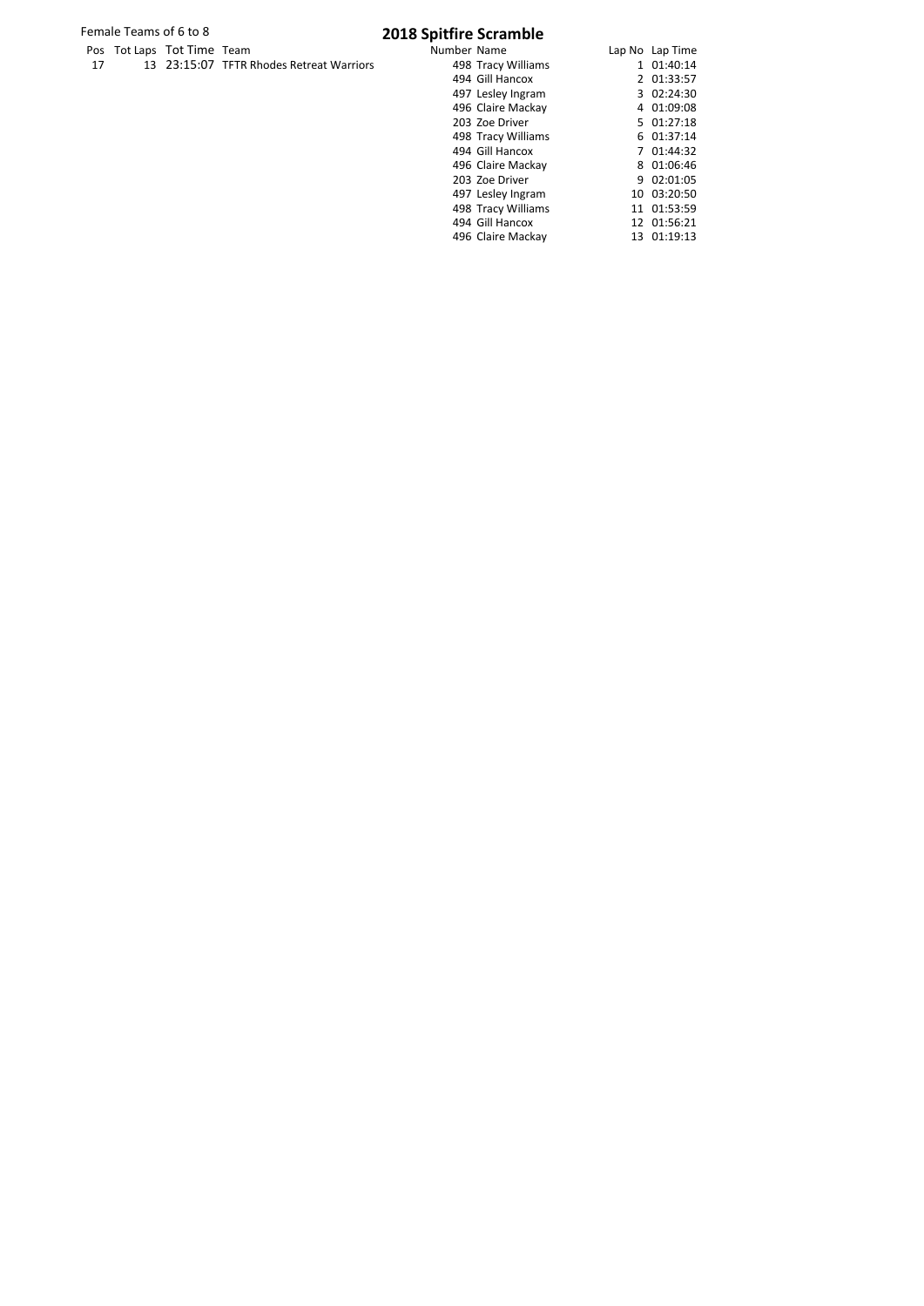Female Teams of 6 to 8

# 2018 Spitfire Scramble

| Pos | Tot Laps | Tot Time | Team | Number | Name | Lap No | Lap Time |
|---|---|---|---|---|---|---|---|
| 17 | 13 | 23:15:07 | TFTR Rhodes Retreat Warriors | 498 | Tracy Williams | 1 | 01:40:14 |
| | | | | 494 | Gill Hancox | 2 | 01:33:57 |
| | | | | 497 | Lesley Ingram | 3 | 02:24:30 |
| | | | | 496 | Claire Mackay | 4 | 01:09:08 |
| | | | | 203 | Zoe Driver | 5 | 01:27:18 |
| | | | | 498 | Tracy Williams | 6 | 01:37:14 |
| | | | | 494 | Gill Hancox | 7 | 01:44:32 |
| | | | | 496 | Claire Mackay | 8 | 01:06:46 |
| | | | | 203 | Zoe Driver | 9 | 02:01:05 |
| | | | | 497 | Lesley Ingram | 10 | 03:20:50 |
| | | | | 498 | Tracy Williams | 11 | 01:53:59 |
| | | | | 494 | Gill Hancox | 12 | 01:56:21 |
| | | | | 496 | Claire Mackay | 13 | 01:19:13 |